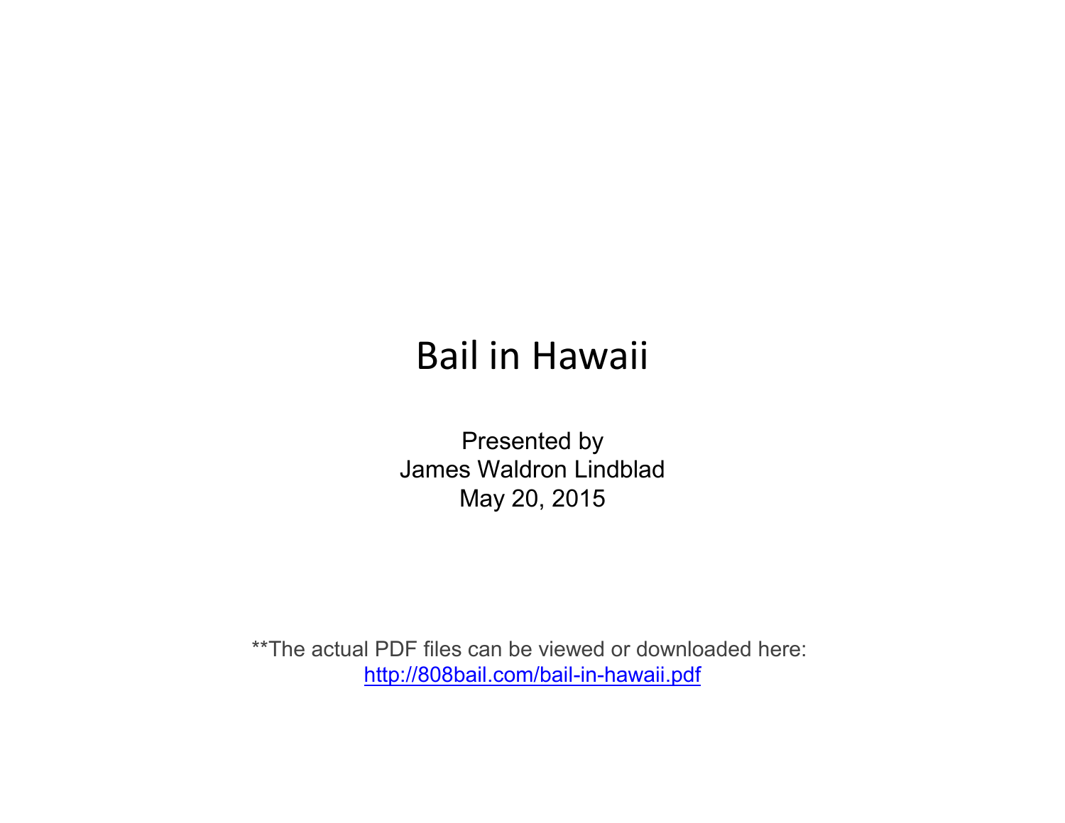# Bail in Hawaii

Presented by
James Waldron Lindblad
May 20, 2015

**The actual PDF files can be viewed or downloaded here:
[http://808bail.com/bail-in-hawaii.pdf](http://808bail.com/bail-in-hawaii.pdf)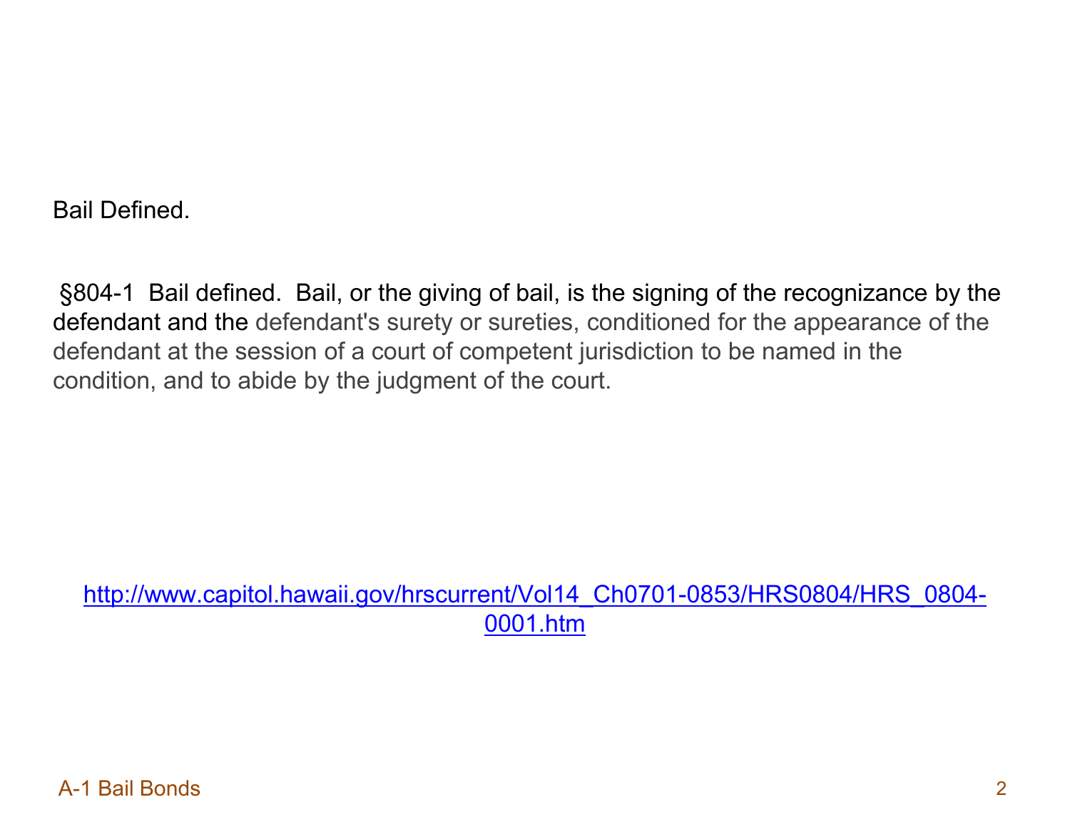Bail Defined.

§804-1 Bail defined. Bail, or the giving of bail, is the signing of the recognizance by the defendant and the defendant's surety or sureties, conditioned for the appearance of the defendant at the session of a court of competent jurisdiction to be named in the condition, and to abide by the judgment of the court.

http://www.capitol.hawaii.gov/hrscurrent/Vol14_Ch0701-0853/HRS0804/HRS_0804-0001.htm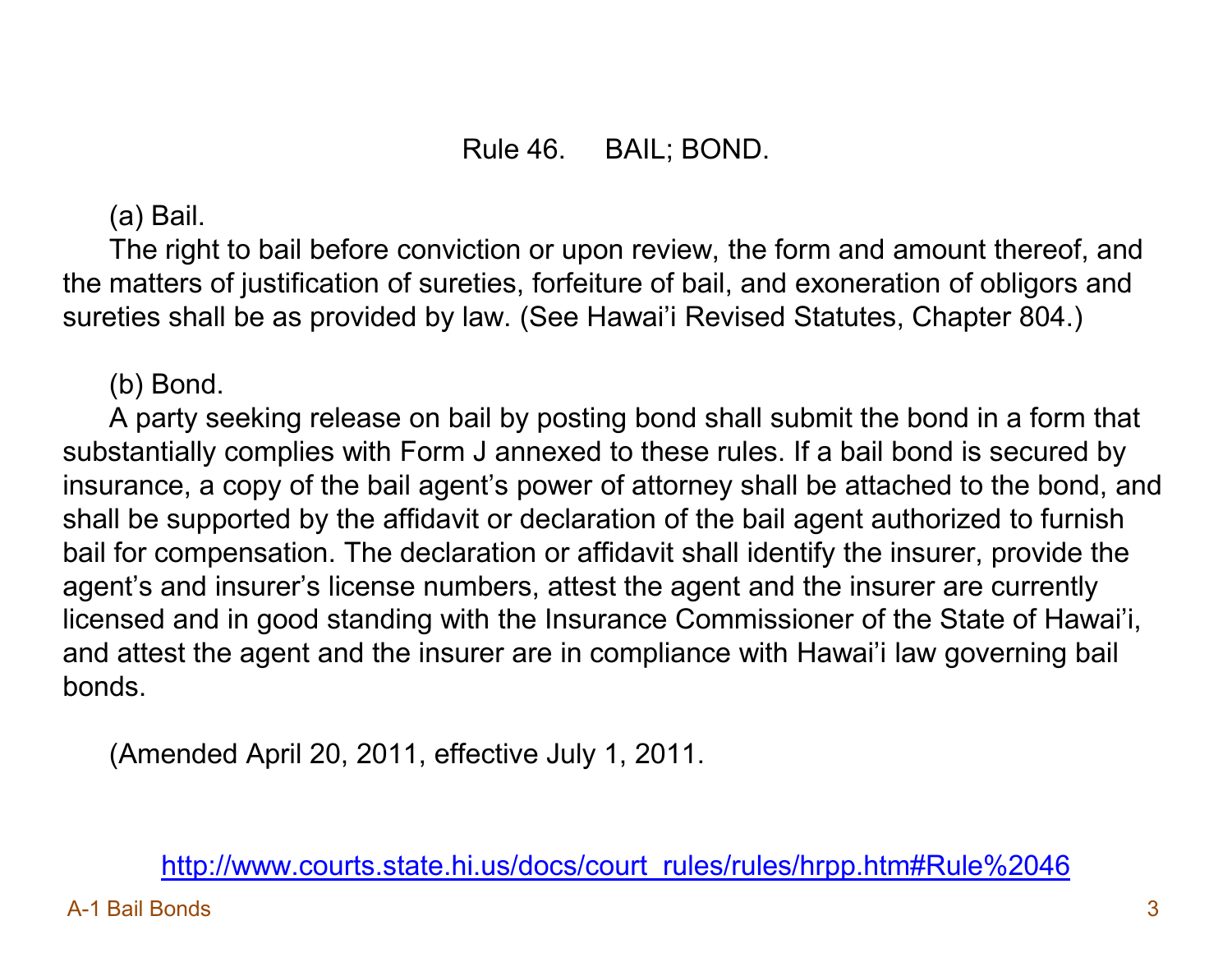# Rule 46. BAIL; BOND.

(a) Bail.

The right to bail before conviction or upon review, the form and amount thereof, and the matters of justification of sureties, forfeiture of bail, and exoneration of obligors and sureties shall be as provided by law. (See Hawai'i Revised Statutes, Chapter 804.)

(b) Bond.

A party seeking release on bail by posting bond shall submit the bond in a form that substantially complies with Form J annexed to these rules. If a bail bond is secured by insurance, a copy of the bail agent's power of attorney shall be attached to the bond, and shall be supported by the affidavit or declaration of the bail agent authorized to furnish bail for compensation. The declaration or affidavit shall identify the insurer, provide the agent's and insurer's license numbers, attest the agent and the insurer are currently licensed and in good standing with the Insurance Commissioner of the State of Hawai'i, and attest the agent and the insurer are in compliance with Hawai'i law governing bail bonds.

(Amended April 20, 2011, effective July 1, 2011.

http://www.courts.state.hi.us/docs/court_rules/rules/hrpp.htm#Rule%2046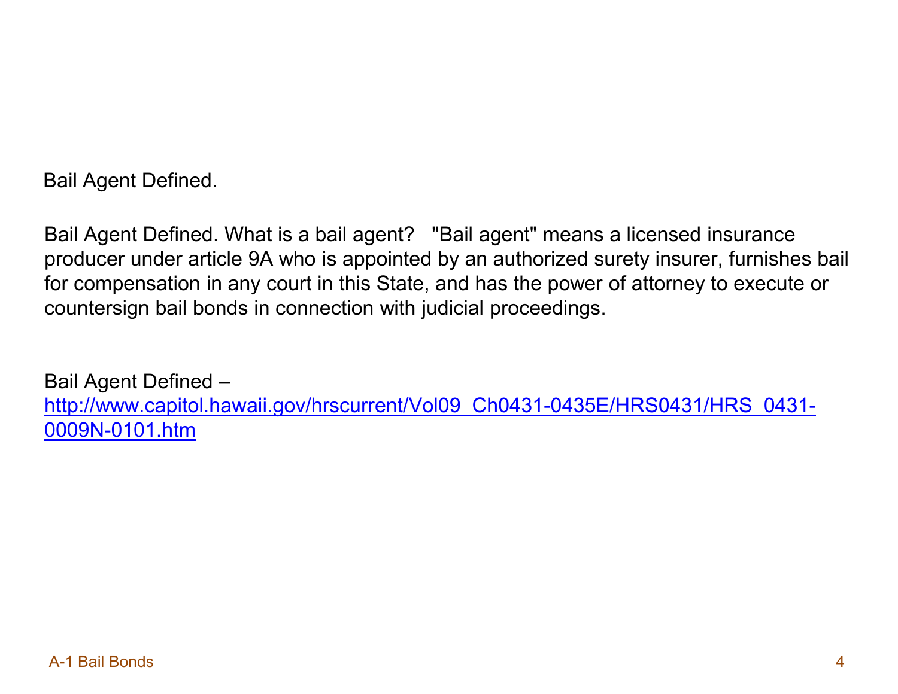# Bail Agent Defined.

Bail Agent Defined. What is a bail agent? "Bail agent" means a licensed insurance producer under article 9A who is appointed by an authorized surety insurer, furnishes bail for compensation in any court in this State, and has the power of attorney to execute or countersign bail bonds in connection with judicial proceedings.

Bail Agent Defined – [http://www.capitol.hawaii.gov/hrscurrent/Vol09_Ch0431-0435E/HRS0431/HRS_0431-0009N-0101.htm](http://www.capitol.hawaii.gov/hrscurrent/Vol09_Ch0431-0435E/HRS0431/HRS_0431-0009N-0101.htm)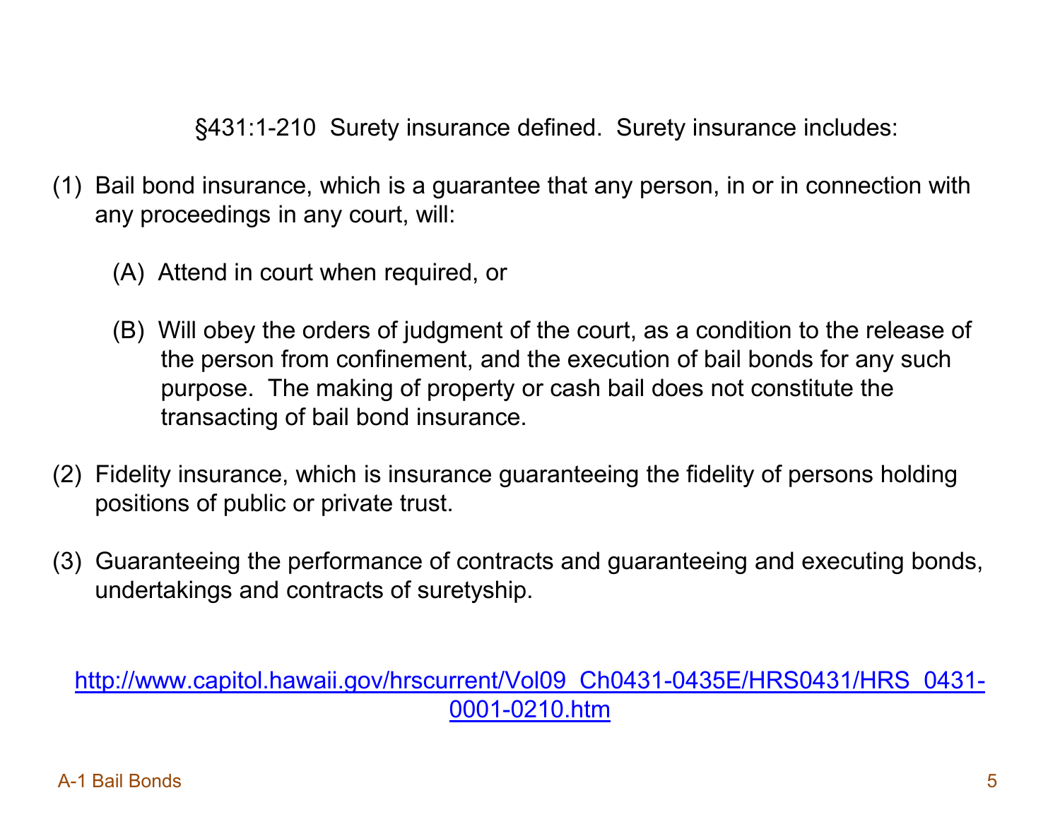§431:1-210 Surety insurance defined. Surety insurance includes:

(1) Bail bond insurance, which is a guarantee that any person, in or in connection with any proceedings in any court, will:

   (A) Attend in court when required, or

   (B) Will obey the orders of judgment of the court, as a condition to the release of the person from confinement, and the execution of bail bonds for any such purpose. The making of property or cash bail does not constitute the transacting of bail bond insurance.

(2) Fidelity insurance, which is insurance guaranteeing the fidelity of persons holding positions of public or private trust.

(3) Guaranteeing the performance of contracts and guaranteeing and executing bonds, undertakings and contracts of suretyship.

http://www.capitol.hawaii.gov/hrscurrent/Vol09_Ch0431-0435E/HRS0431/HRS_0431-0001-0210.htm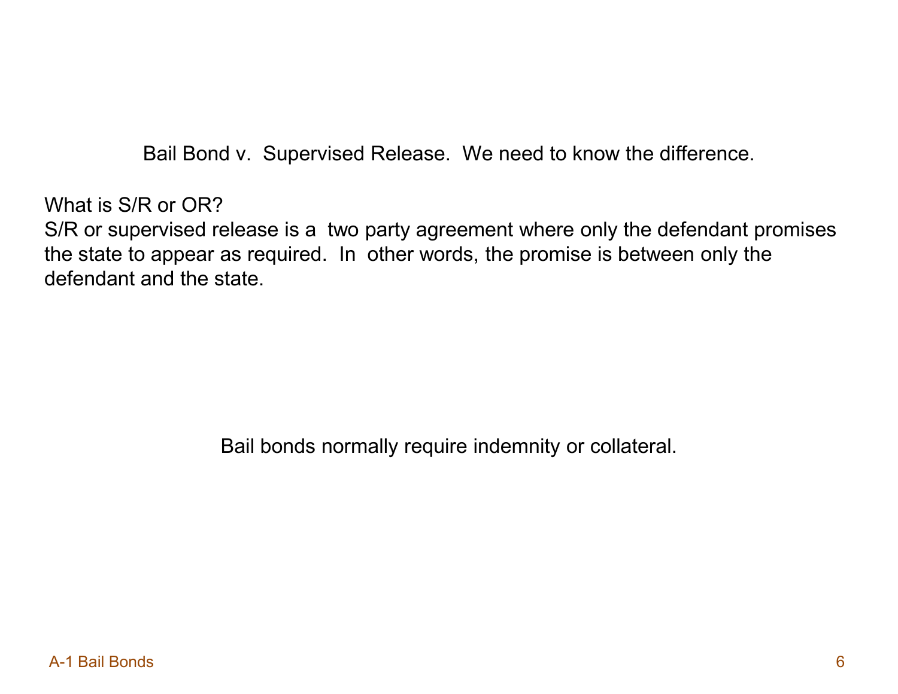Bail Bond v. Supervised Release. We need to know the difference.

What is S/R or OR?
S/R or supervised release is a two party agreement where only the defendant promises the state to appear as required. In other words, the promise is between only the defendant and the state.

Bail bonds normally require indemnity or collateral.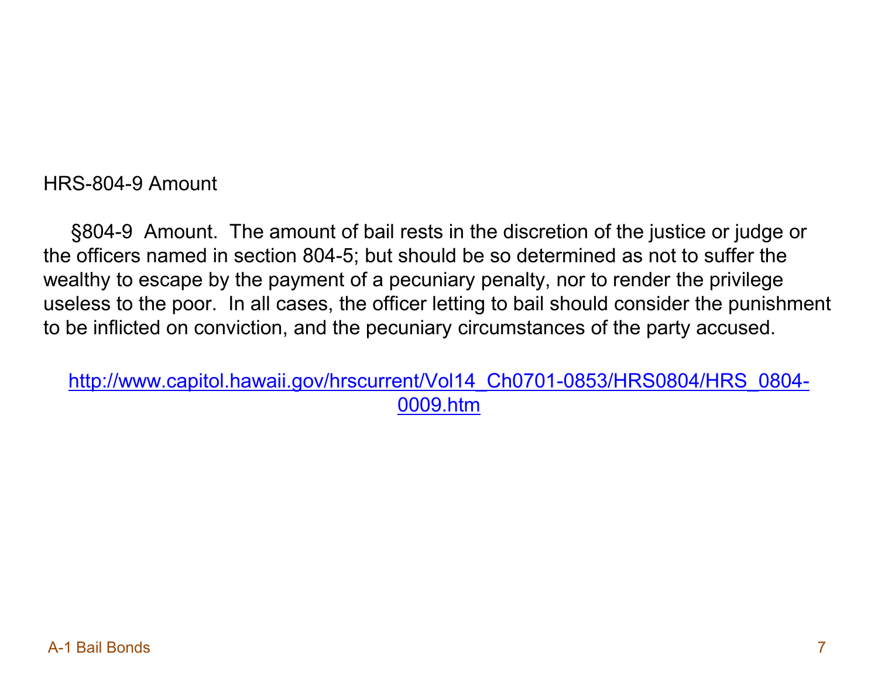HRS-804-9 Amount

§804-9 Amount. The amount of bail rests in the discretion of the justice or judge or the officers named in section 804-5; but should be so determined as not to suffer the wealthy to escape by the payment of a pecuniary penalty, nor to render the privilege useless to the poor. In all cases, the officer letting to bail should consider the punishment to be inflicted on conviction, and the pecuniary circumstances of the party accused.

http://www.capitol.hawaii.gov/hrscurrent/Vol14_Ch0701-0853/HRS0804/HRS_0804-0009.htm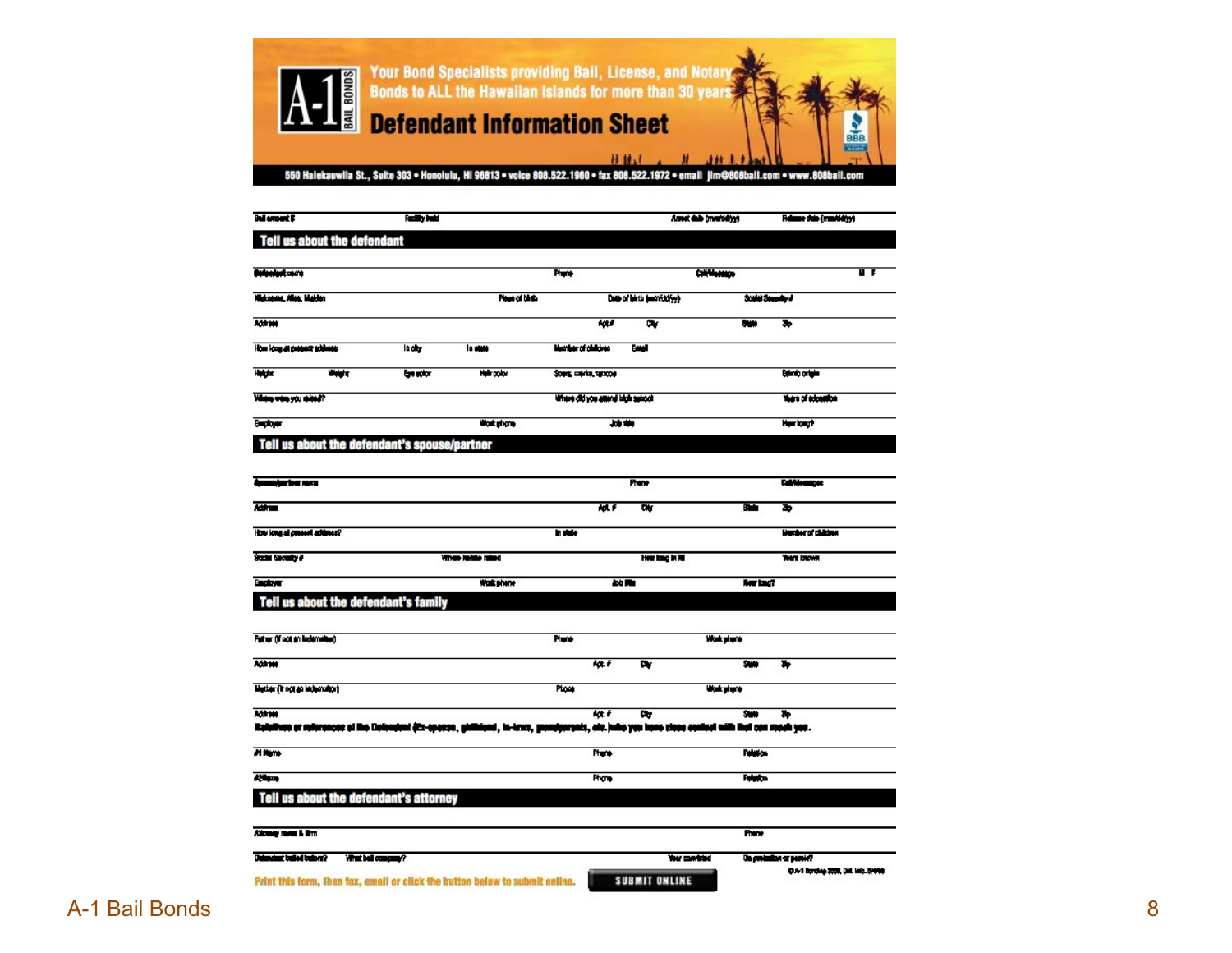# A-1 Bail Bonds

Your Bond Specialists providing Bail, License, and Notary Bonds to ALL the Hawaiian Islands for more than 30 years

## Defendant Information Sheet

550 Halekauwila St., Suite 303 • Honolulu, HI 96813 • voice 808.522.1960 • fax 808.522.1972 • email jim@808bail.com • www.808bail.com

Bail amount $ | Facility held | Arrest date (mm/dd/yy) | Release date (mm/dd/yy)

### Tell us about the defendant

Defendant name | Phone | Cell/Message | M F

Nickname, Alias, Maiden | Place of birth | Date of birth (mm/dd/yy) | Social Security #

Address | Apt # | City | State | Zip

How long at present address | In city | In state | Number of children | Email

Height | Weight | Eye color | Hair color | Scars, marks, tattoos | Ethnic origin

Where were you raised? | Where did you attend high school | Years of education

Employer | Work phone | Job title | How long?

### Tell us about the defendant's spouse/partner

Spouse/partner name | Phone | Cell/Message

Address | Apt. # | City | State | Zip

How long at present address? | In state | Number of children

Social Security # | Where he/she raised | How long in HI | Years known

Employer | Work phone | Job title | How long?

### Tell us about the defendant's family

Father (if not an indemnitor) | Phone | Work phone

Address | Apt. # | City | State | Zip

Mother (if not an indemnitor) | Phone | Work phone

Address | Apt. # | City | State | Zip

**Relatives or references of the Defendant (Ex-spouse, girlfriend, in-laws, grandparents, etc.) who you have close contact with that can reach you.**

#1 Name | Phone | Relation

#2 Name | Phone | Relation

### Tell us about the defendant's attorney

Attorney name & firm | Phone

Defendant bailed before? | What bail company? | Year convicted | On probation or parole?

Print this form, then fax, email or click the button below to submit online.

SUBMIT ONLINE

© A-1 Bonding 2009, Del. Inc. 8/4/09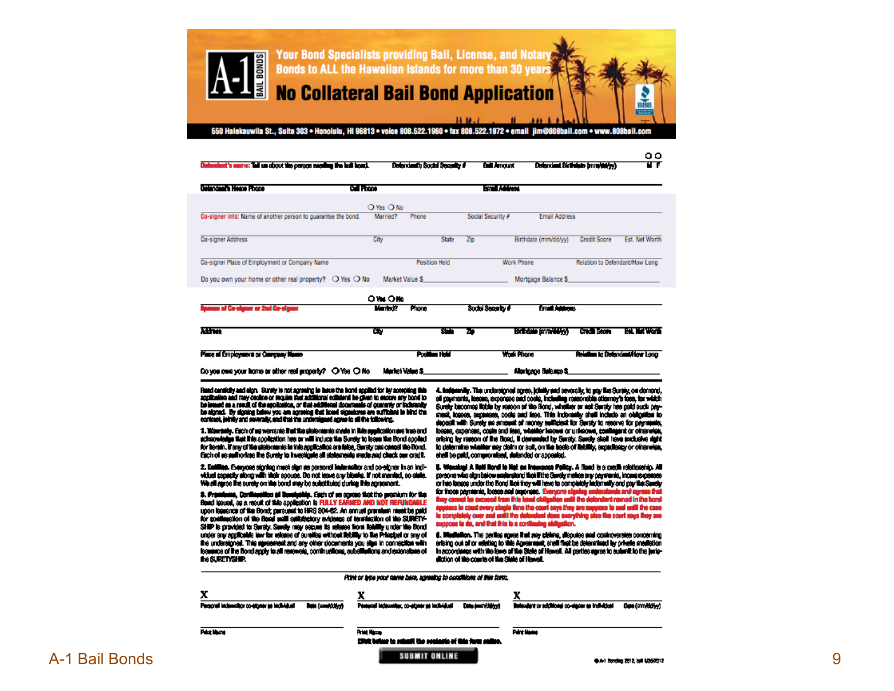# No Collateral Bail Bond Application

A-1 BAIL BONDS

Your Bond Specialists providing Bail, License, and Notary Bonds to ALL the Hawaiian Islands for more than 30 years

550 Halekauwila St., Suite 303 • Honolulu, HI 96813 • voice 808.522.1960 • fax 808.522.1972 • email jim@808bail.com • www.808bail.com

**Defendant's name:** Tell us about the person needing the bail bond. | Defendant's Social Security # | Bail Amount | Defendant Birthdate (mm/dd/yy) | ○ M ○ F

Defendant's Home Phone | Cell Phone | Email Address

**Co-signer Info:** Name of another person to guarantee the bond. | Married? ○ Yes ○ No | Phone | Social Security # | Email Address

Co-signer Address | City | State | Zip | Birthdate (mm/dd/yy) | Credit Score | Est. Net Worth

Co-signer Place of Employment or Company Name | Position Held | Work Phone | Relation to Defendant/How Long

Do you own your home or other real property? ○ Yes ○ No | Market Value $ | Mortgage Balance $

**Spouse of Co-signer or 2nd Co-signer** | Married? ○ Yes ○ No | Phone | Social Security # | Email Address

Address | City | State | Zip | Birthdate (mm/dd/yy) | Credit Score | Est. Net Worth

Place of Employment or Company Name | Position Held | Work Phone | Relation to Defendant/How Long

Do you own your home or other real property? ○ Yes ○ No | Market Value $ | Mortgage Balance $

**Read carefully and sign.** Surety is not agreeing to issue the bond applied for by accepting this application and may decline or require that additional collateral be given to secure any bond to be issued as a result of the application, or that additional documents of guaranty or indemnity be signed. By signing below you are agreeing that those signatures are sufficient to bind the contract, jointly and severally, and that the undersigned agree to all the following.

**1. Warranty.** Each of us warrants that the statements made in this application are true and acknowledge that this application has or will induce the Surety to issue the Bond applied for herein. If any of the statements in this application are false, Surety can cancel the Bond. Each of us authorize the Surety to investigate all statements made and check our credit.

**2. Entities.** Everyone signing must sign as personal indemnitor and co-signer in an individual capacity along with their spouse. Do not leave any blanks. If not married, so state. We all agree the surety on the bond may be substituted during this agreement.

**3. Premiums, Continuation of Suretyship.** Each of us agrees that the premium for the Bond issued, as a result of this application is FULLY EARNED AND NOT REFUNDABLE upon issuance of the Bond; pursuant to HRS 804-62. An annual premium must be paid for continuation of the Bond until satisfactory evidence of termination of the SURETYSHIP is provided to Surety. Surety may secure its release from liability under the Bond under any applicable law for release of sureties without liability to the Principal or any of the undersigned. This agreement and any other documents you sign in connection with issuance of the Bond apply to all renewals, continuations, substitutions and extensions of the SURETYSHIP.

**4. Indemnity.** The undersigned agree, jointly and severally, to pay the Surety, on demand, all payments, losses, expenses and costs, including reasonable attorney's fees, for which Surety becomes liable by reason of the Bond, whether or not Surety has paid such payment, losses, expenses, costs and fees. This indemnity shall include an obligation to deposit with Surety an amount of money sufficient for Surety to reserve for payments, losses, expenses, costs and fees, whether known or unknown, contingent or otherwise, arising by reason of the Bond, if demanded by Surety. Surety shall have exclusive right to determine whether any claim or suit, on the basis of liability, expediency or otherwise, shall be paid, compromised, defended or appealed.

**5. Warning! A Bail Bond is Not an Insurance Policy.** A Bond is a credit relationship. All persons who sign below understand that if the Surety makes any payments, incurs expenses or has losses under the Bond that they will have to completely indemnify and pay the Surety for those payments, losses and expenses. Everyone signing understands and agrees that they cannot be excused from this bond obligation until the defendant named in the bond appears in court every single time the court says they are suppose to and until the case is completely over and until the defendant does everything else the court says they are suppose to do, and that this is a continuing obligation.

**6. Mediation.** The parties agree that any claims, disputes and controversies concerning arising out of or relating to this Agreement, shall first be determined by private mediation in accordance with the laws of the State of Hawaii. All parties agree to submit to the jurisdiction of the courts of the State of Hawaii.

*Print or type your name here, agreeing to conditions of this form.*

X ______________________ Personal indemnitor co-signer as individual | Date (mm/dd/yy)

Print Name

X ______________________ Personal indemnitor, co-signer as individual | Date (mm/dd/yy)

Print Name

X ______________________ Defendant or additional co-signer as individual | Date (mm/dd/yy)

Print Name

Click below to submit the contents of this form online.

SUBMIT ONLINE

©A-1 Bonding 2012, bail 1/30/2012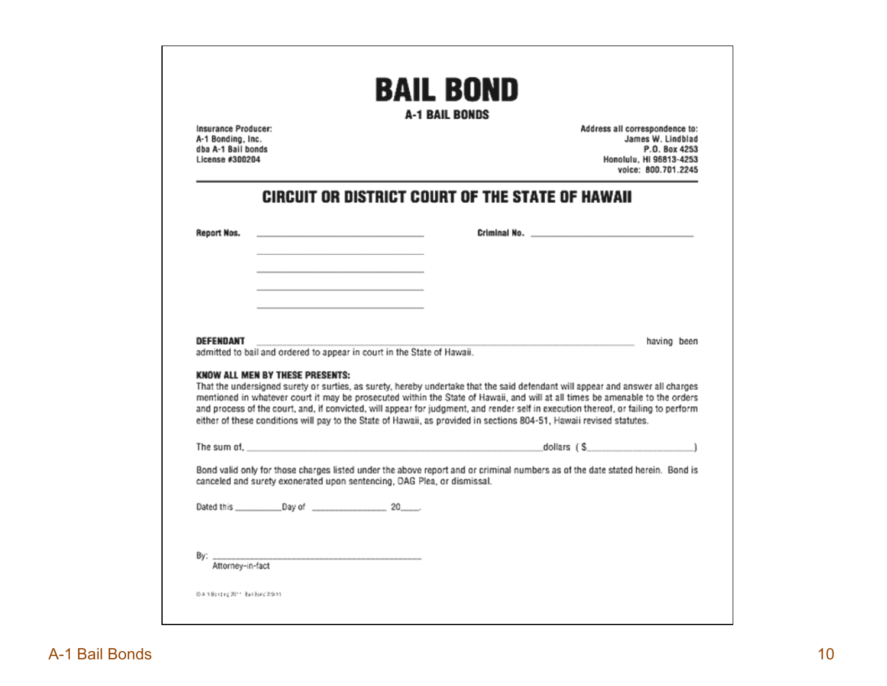# BAIL BOND

**A-1 BAIL BONDS**

**Insurance Producer:**
**A-1 Bonding, Inc.**
**dba A-1 Bail bonds**
**License #300204**

**Address all correspondence to:**
**James W. Lindblad**
**P.O. Box 4253**
**Honolulu, HI 96813-4253**
**voice: 800.701.2245**

---

## CIRCUIT OR DISTRICT COURT OF THE STATE OF HAWAII

**Report Nos.** ______________________________

______________________________

______________________________

______________________________

______________________________

**Criminal No.** ______________________________

**DEFENDANT** ______________________________________________ having been admitted to bail and ordered to appear in court in the State of Hawaii.

**KNOW ALL MEN BY THESE PRESENTS:**

That the undersigned surety or surties, as surety, hereby undertake that the said defendant will appear and answer all charges mentioned in whatever court it may be prosecuted within the State of Hawaii, and will at all times be amenable to the orders and process of the court, and, if convicted, will appear for judgment, and render self in execution thereof, or failing to perform either of these conditions will pay to the State of Hawaii, as provided in sections 804-51, Hawaii revised statutes.

The sum of, ______________________________________________ dollars ( $____________________ )

Bond valid only for those charges listed under the above report and or criminal numbers as of the date stated herein. Bond is canceled and surety exonerated upon sentencing, DAG Plea, or dismissal.

Dated this __________ Day of ________________ 20____.

By: ______________________________________________
Attorney-in-fact

© A-1 Bonding 2011 Bail Bond 2-9-11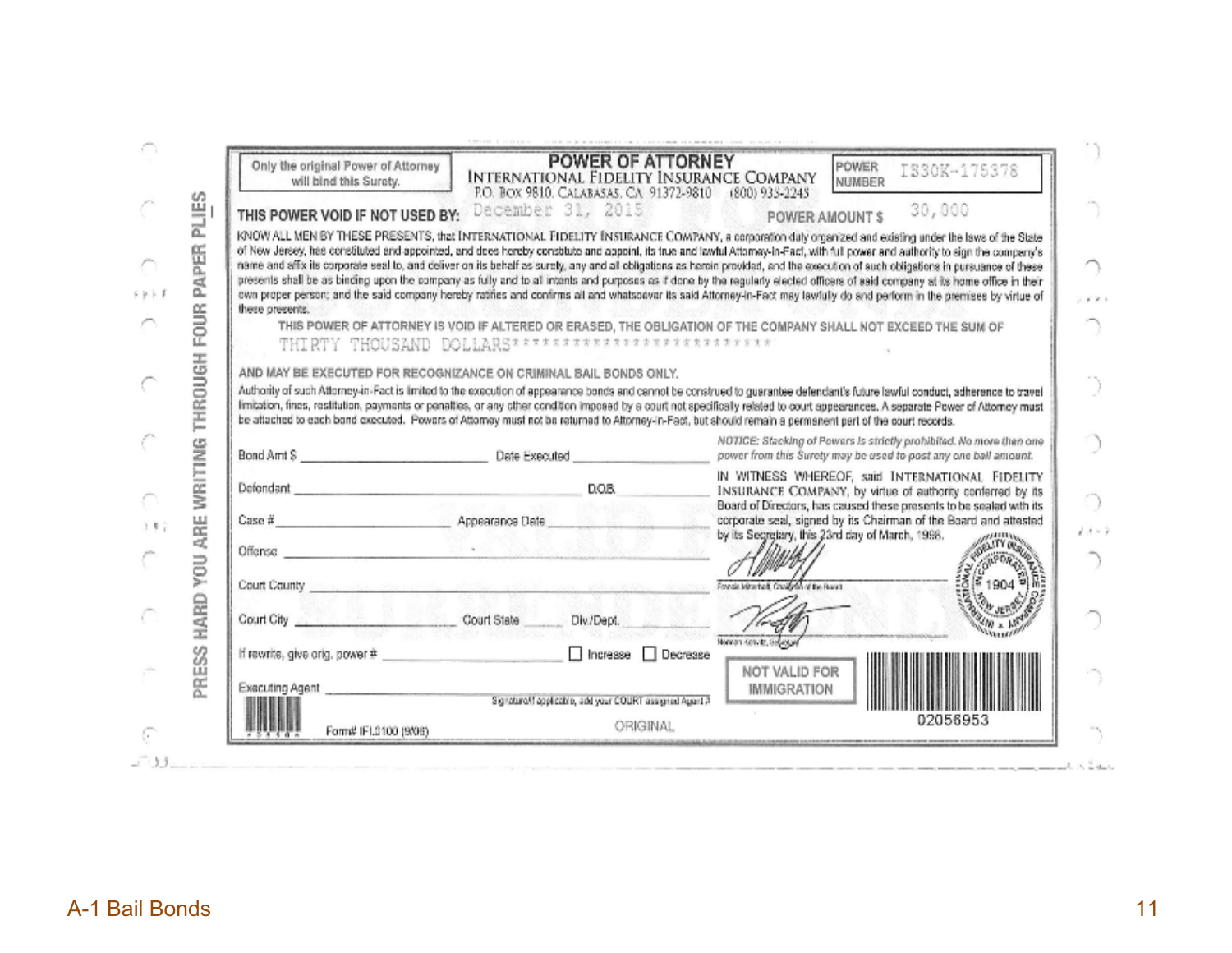PRESS HARD YOU ARE WRITING THROUGH FOUR PAPER PLIES

Only the original Power of Attorney will bind this Surety.

# POWER OF ATTORNEY

INTERNATIONAL FIDELITY INSURANCE COMPANY
P.O. Box 9810, Calabasas, CA 91372-9810 (800) 935-2245

POWER NUMBER IS30K-175378

**THIS POWER VOID IF NOT USED BY:** December 31, 2015 **POWER AMOUNT $** 30,000

KNOW ALL MEN BY THESE PRESENTS, that INTERNATIONAL FIDELITY INSURANCE COMPANY, a corporation duly organized and existing under the laws of the State of New Jersey, has constituted and appointed, and does hereby constitute and appoint, its true and lawful Attorney-in-Fact, with full power and authority to sign the company's name and affix its corporate seal to, and deliver on its behalf as surety, any and all obligations as herein provided, and the execution of such obligations in pursuance of these presents shall be as binding upon the company as fully and to all intents and purposes as if done by the regularly elected officers of said company at its home office in their own proper person; and the said company hereby ratifies and confirms all and whatsoever its said Attorney-in-Fact may lawfully do and perform in the premises by virtue of these presents.

THIS POWER OF ATTORNEY IS VOID IF ALTERED OR ERASED. THE OBLIGATION OF THE COMPANY SHALL NOT EXCEED THE SUM OF
THIRTY THOUSAND DOLLARS**************************

AND MAY BE EXECUTED FOR RECOGNIZANCE ON CRIMINAL BAIL BONDS ONLY.

Authority of such Attorney-in-Fact is limited to the execution of appearance bonds and cannot be construed to guarantee defendant's future lawful conduct, adherence to travel limitation, fines, restitution, payments or penalties, or any other condition imposed by a court not specifically related to court appearances. A separate Power of Attorney must be attached to each bond executed. Powers of Attorney must not be returned to Attorney-in-Fact, but should remain a permanent part of the court records.

Bond Amt $ ____________ Date Executed ____________

Defendant ____________ D.O.B. ____________

Case # ____________ Appearance Date ____________

Offense ____________

Court County ____________

Court City ____________ Court State ______ Div./Dept. ____________

If rewrite, give orig. power # ____________ ☐ Increase ☐ Decrease

Executing Agent ____________

Signature/If applicable, add your COURT assigned Agent #

*NOTICE: Stacking of Powers is strictly prohibited. No more than one power from this Surety may be used to post any one bail amount.*

IN WITNESS WHEREOF, said INTERNATIONAL FIDELITY INSURANCE COMPANY, by virtue of authority conferred by its Board of Directors, has caused these presents to be sealed with its corporate seal, signed by its Chairman of the Board and attested by its Secretary, this 23rd day of March, 1998.

Francis Mitchell, Chairman of the Board

Norman Schultz, Secretary

INTERNATIONAL FIDELITY INSURANCE COMPANY — CORPORATE SEAL — 1904 — NEW JERSEY

NOT VALID FOR IMMIGRATION

02056953

Form# IFI.0100 (9/06)

ORIGINAL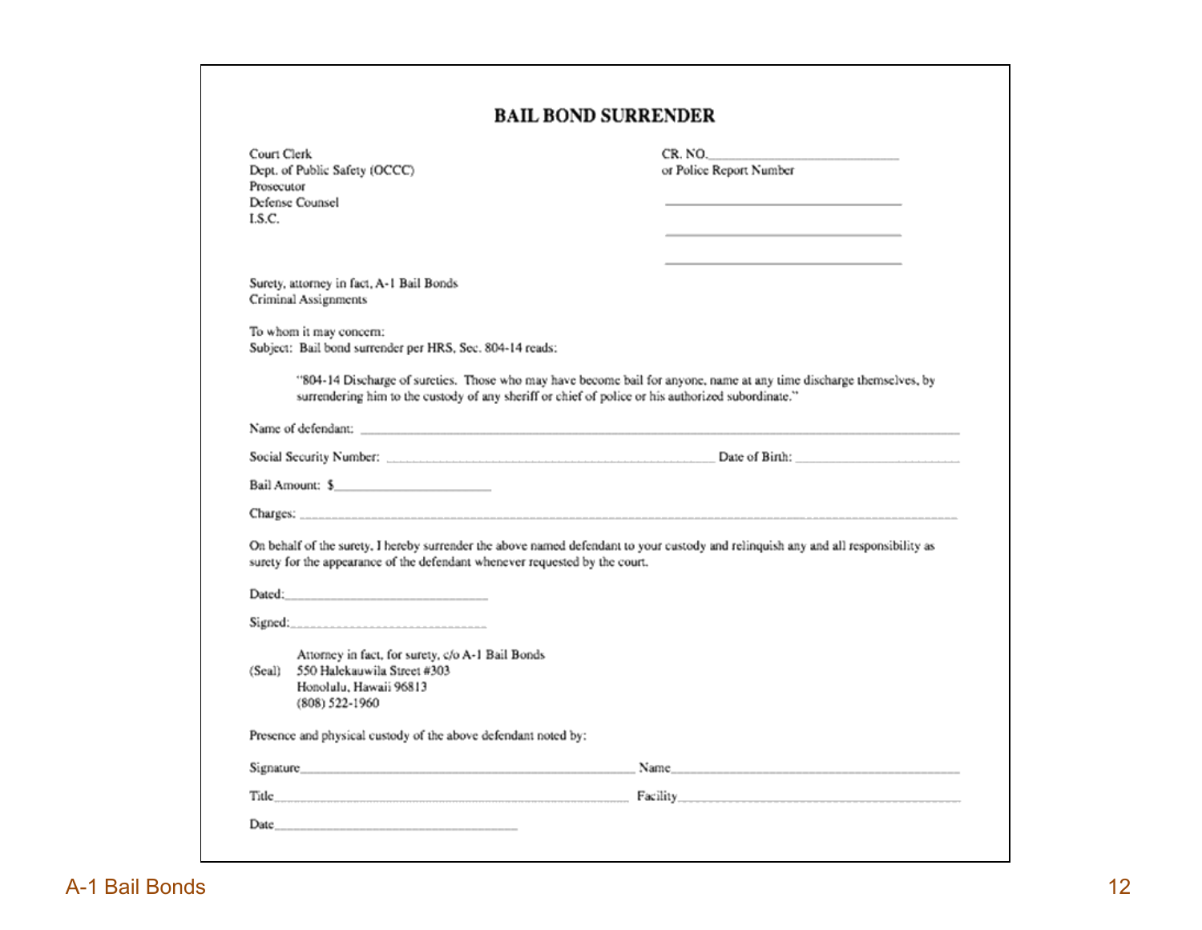# BAIL BOND SURRENDER

Court Clerk
Dept. of Public Safety (OCCC)
Prosecutor
Defense Counsel
I.S.C.

CR. NO.______________________________
or Police Report Number

______________________________

______________________________

______________________________

Surety, attorney in fact, A-1 Bail Bonds
Criminal Assignments

To whom it may concern:
Subject: Bail bond surrender per HRS, Sec. 804-14 reads:

> "804-14 Discharge of sureties. Those who may have become bail for anyone, name at any time discharge themselves, by surrendering him to the custody of any sheriff or chief of police or his authorized subordinate."

Name of defendant: ______________________________________________

Social Security Number: ______________________________ Date of Birth: ____________________

Bail Amount: $____________________

Charges: ______________________________________________

On behalf of the surety, I hereby surrender the above named defendant to your custody and relinquish any and all responsibility as surety for the appearance of the defendant whenever requested by the court.

Dated:____________________________

Signed:___________________________

(Seal) Attorney in fact, for surety, c/o A-1 Bail Bonds
550 Halekauwila Street #303
Honolulu, Hawaii 96813
(808) 522-1960

Presence and physical custody of the above defendant noted by:

Signature______________________________ Name______________________________

Title______________________________ Facility______________________________

Date______________________________

A-1 Bail Bonds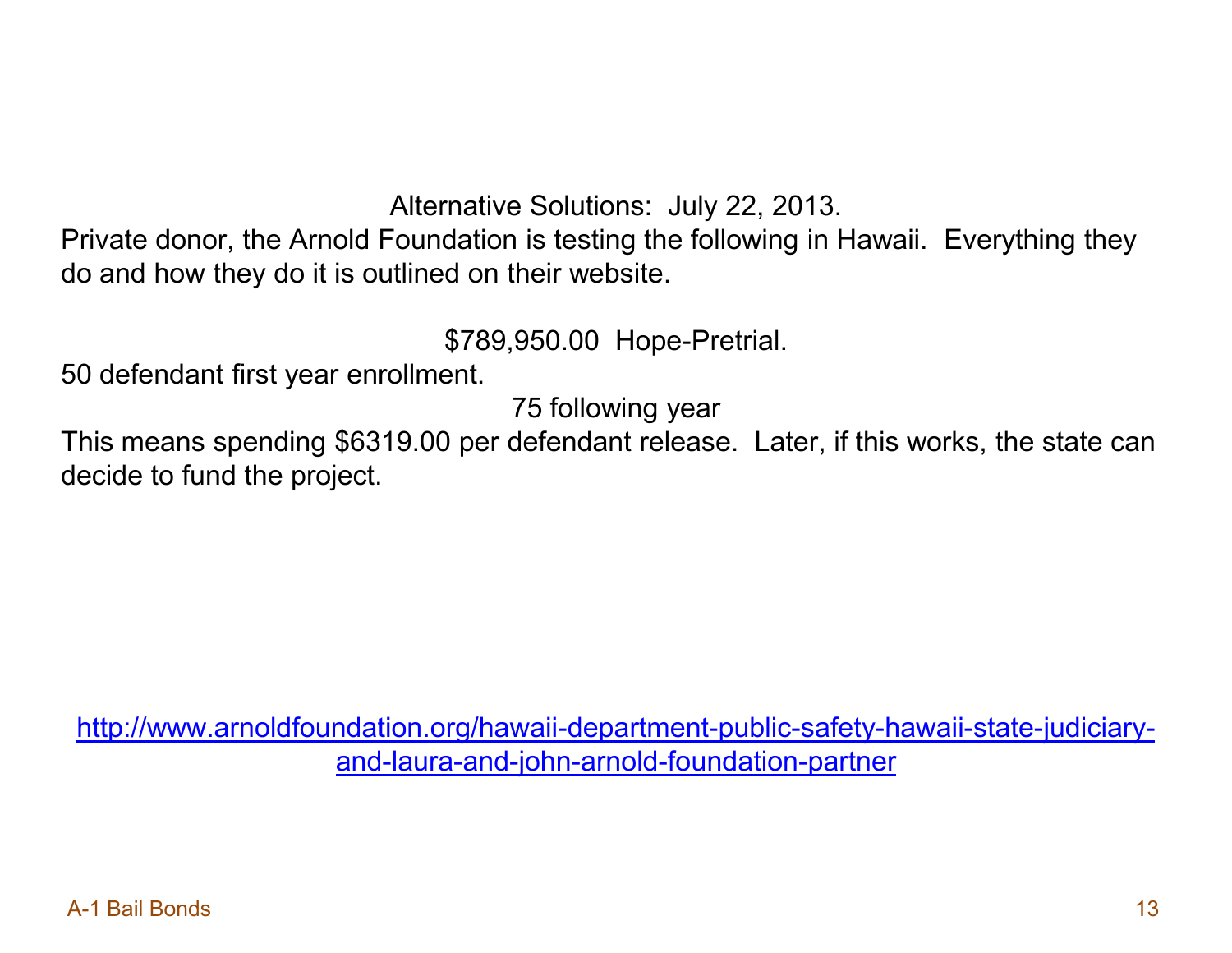Alternative Solutions: July 22, 2013.

Private donor, the Arnold Foundation is testing the following in Hawaii. Everything they do and how they do it is outlined on their website.

$789,950.00 Hope-Pretrial.

50 defendant first year enrollment.

75 following year

This means spending $6319.00 per defendant release. Later, if this works, the state can decide to fund the project.

[http://www.arnoldfoundation.org/hawaii-department-public-safety-hawaii-state-judiciary-and-laura-and-john-arnold-foundation-partner](http://www.arnoldfoundation.org/hawaii-department-public-safety-hawaii-state-judiciary-and-laura-and-john-arnold-foundation-partner)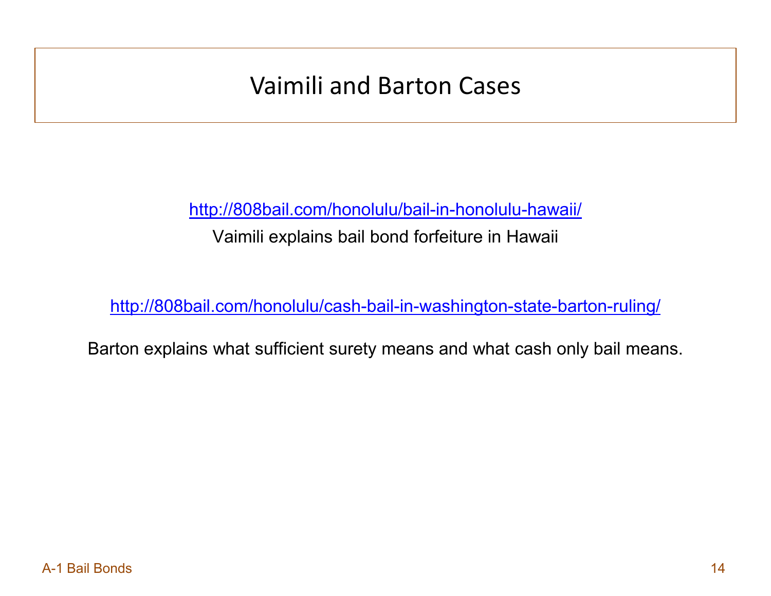# Vaimili and Barton Cases

http://808bail.com/honolulu/bail-in-honolulu-hawaii/

Vaimili explains bail bond forfeiture in Hawaii

http://808bail.com/honolulu/cash-bail-in-washington-state-barton-ruling/

Barton explains what sufficient surety means and what cash only bail means.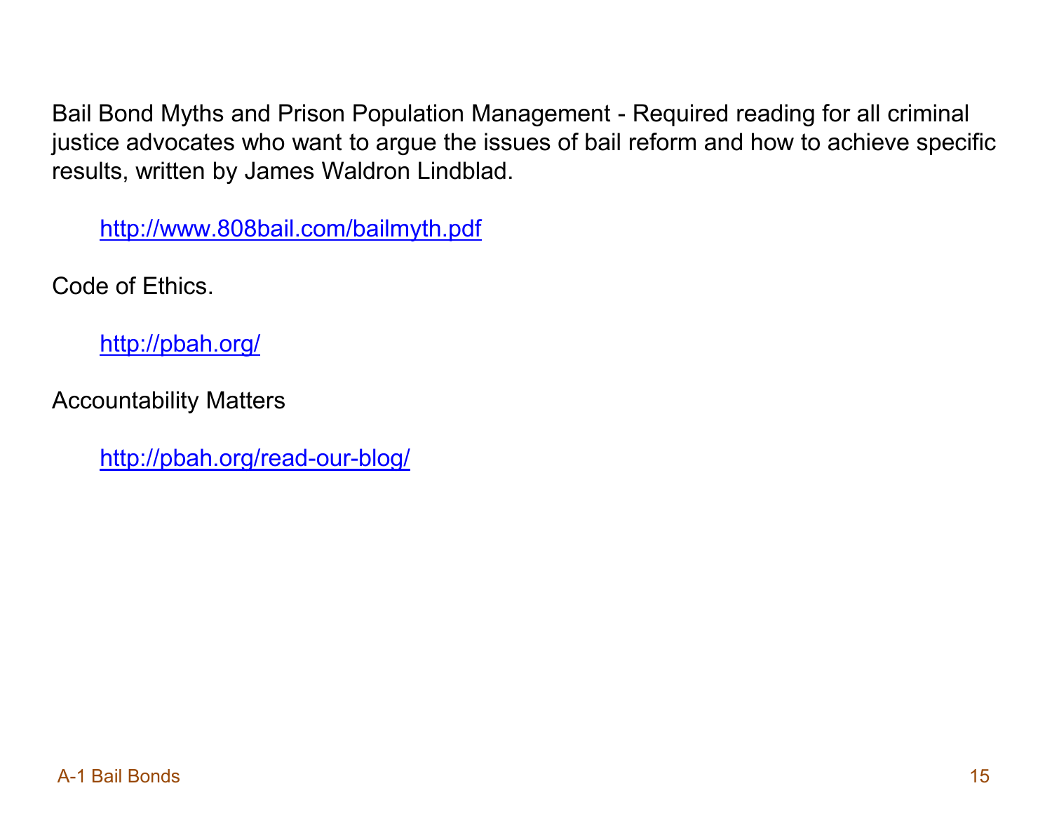Bail Bond Myths and Prison Population Management - Required reading for all criminal justice advocates who want to argue the issues of bail reform and how to achieve specific results, written by James Waldron Lindblad.

http://www.808bail.com/bailmyth.pdf

Code of Ethics.

http://pbah.org/

Accountability Matters

http://pbah.org/read-our-blog/